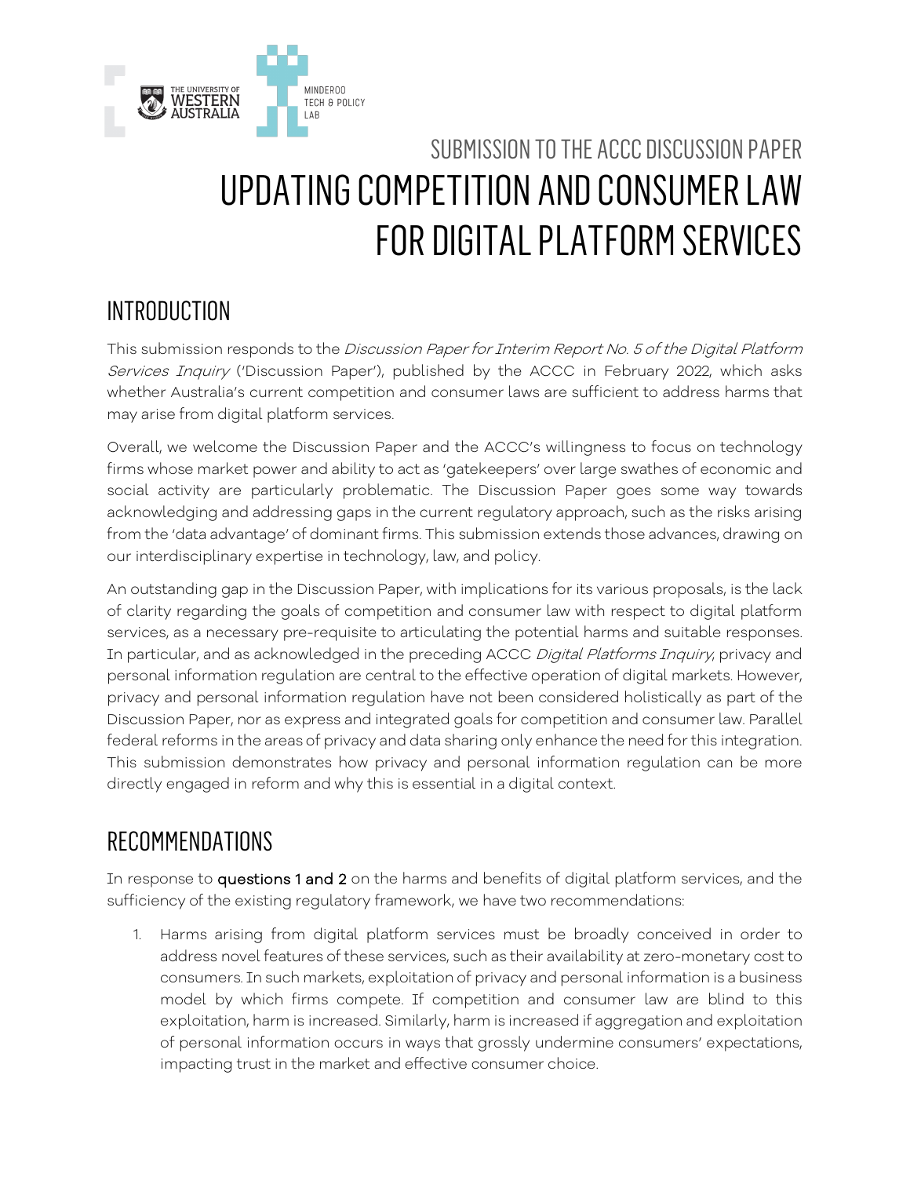THE UNIVERSITY OF WESTERN AUSTRALIA

MINDEROO TECH & POLICY LAB

SUBMISSION TO THE ACCC DISCUSSION PAPER

# UPDATING COMPETITION AND CONSUMER LAW FOR DIGITAL PLATFORM SERVICES

## INTRODUCTION

This submission responds to the *Discussion Paper for Interim Report No. 5 of the Digital Platform Services Inquiry* ('Discussion Paper'), published by the ACCC in February 2022, which asks whether Australia's current competition and consumer laws are sufficient to address harms that may arise from digital platform services.

Overall, we welcome the Discussion Paper and the ACCC's willingness to focus on technology firms whose market power and ability to act as 'gatekeepers' over large swathes of economic and social activity are particularly problematic. The Discussion Paper goes some way towards acknowledging and addressing gaps in the current regulatory approach, such as the risks arising from the 'data advantage' of dominant firms. This submission extends those advances, drawing on our interdisciplinary expertise in technology, law, and policy.

An outstanding gap in the Discussion Paper, with implications for its various proposals, is the lack of clarity regarding the goals of competition and consumer law with respect to digital platform services, as a necessary pre-requisite to articulating the potential harms and suitable responses. In particular, and as acknowledged in the preceding ACCC *Digital Platforms Inquiry*, privacy and personal information regulation are central to the effective operation of digital markets. However, privacy and personal information regulation have not been considered holistically as part of the Discussion Paper, nor as express and integrated goals for competition and consumer law. Parallel federal reforms in the areas of privacy and data sharing only enhance the need for this integration. This submission demonstrates how privacy and personal information regulation can be more directly engaged in reform and why this is essential in a digital context.

## RECOMMENDATIONS

In response to **questions 1 and 2** on the harms and benefits of digital platform services, and the sufficiency of the existing regulatory framework, we have two recommendations:

1. Harms arising from digital platform services must be broadly conceived in order to address novel features of these services, such as their availability at zero-monetary cost to consumers. In such markets, exploitation of privacy and personal information is a business model by which firms compete. If competition and consumer law are blind to this exploitation, harm is increased. Similarly, harm is increased if aggregation and exploitation of personal information occurs in ways that grossly undermine consumers' expectations, impacting trust in the market and effective consumer choice.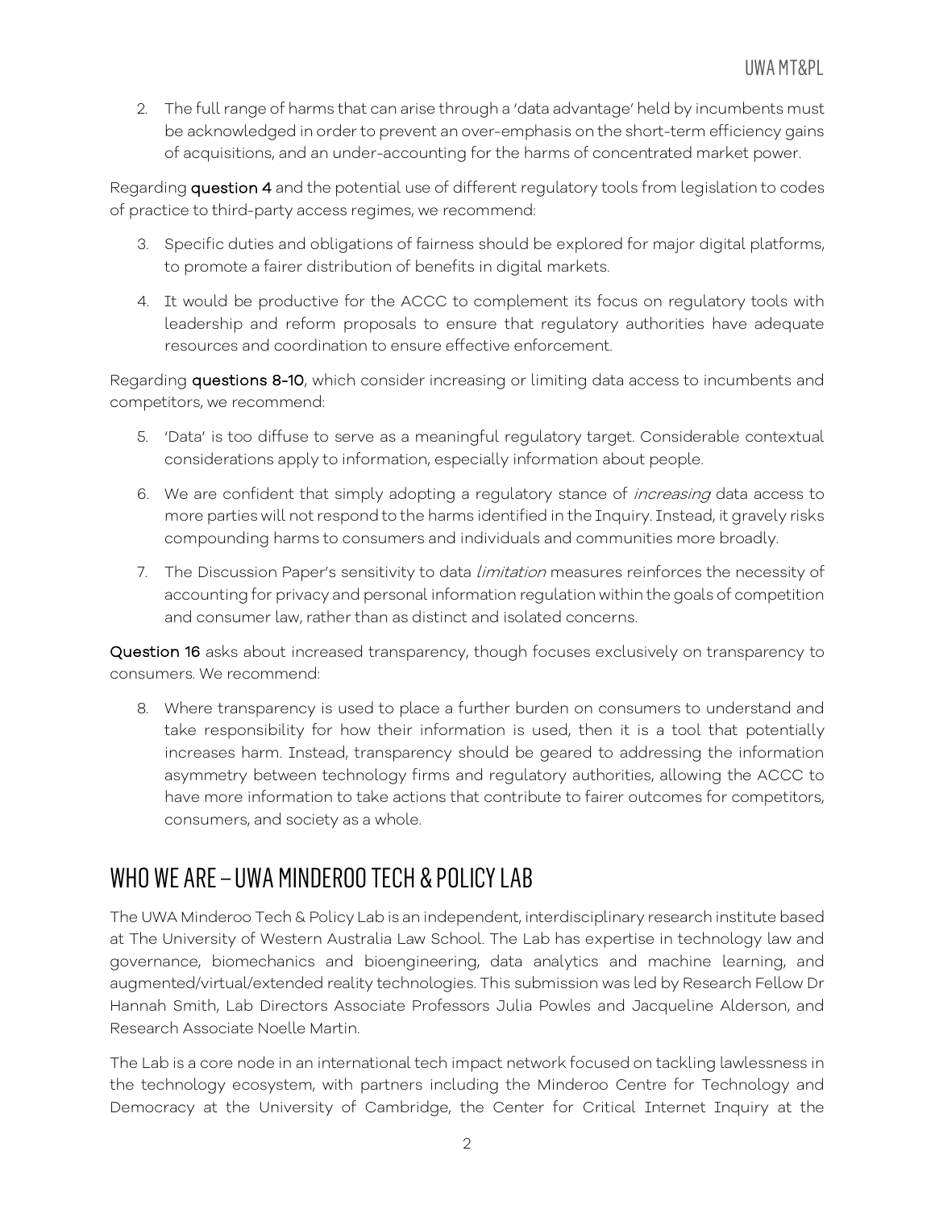2. The full range of harms that can arise through a 'data advantage' held by incumbents must be acknowledged in order to prevent an over-emphasis on the short-term efficiency gains of acquisitions, and an under-accounting for the harms of concentrated market power.

Regarding **question 4** and the potential use of different regulatory tools from legislation to codes of practice to third-party access regimes, we recommend:

3. Specific duties and obligations of fairness should be explored for major digital platforms, to promote a fairer distribution of benefits in digital markets.
4. It would be productive for the ACCC to complement its focus on regulatory tools with leadership and reform proposals to ensure that regulatory authorities have adequate resources and coordination to ensure effective enforcement.

Regarding **questions 8-10**, which consider increasing or limiting data access to incumbents and competitors, we recommend:

5. 'Data' is too diffuse to serve as a meaningful regulatory target. Considerable contextual considerations apply to information, especially information about people.
6. We are confident that simply adopting a regulatory stance of *increasing* data access to more parties will not respond to the harms identified in the Inquiry. Instead, it gravely risks compounding harms to consumers and individuals and communities more broadly.
7. The Discussion Paper's sensitivity to data *limitation* measures reinforces the necessity of accounting for privacy and personal information regulation within the goals of competition and consumer law, rather than as distinct and isolated concerns.

**Question 16** asks about increased transparency, though focuses exclusively on transparency to consumers. We recommend:

8. Where transparency is used to place a further burden on consumers to understand and take responsibility for how their information is used, then it is a tool that potentially increases harm. Instead, transparency should be geared to addressing the information asymmetry between technology firms and regulatory authorities, allowing the ACCC to have more information to take actions that contribute to fairer outcomes for competitors, consumers, and society as a whole.

## WHO WE ARE – UWA MINDEROO TECH & POLICY LAB

The UWA Minderoo Tech & Policy Lab is an independent, interdisciplinary research institute based at The University of Western Australia Law School. The Lab has expertise in technology law and governance, biomechanics and bioengineering, data analytics and machine learning, and augmented/virtual/extended reality technologies. This submission was led by Research Fellow Dr Hannah Smith, Lab Directors Associate Professors Julia Powles and Jacqueline Alderson, and Research Associate Noelle Martin.

The Lab is a core node in an international tech impact network focused on tackling lawlessness in the technology ecosystem, with partners including the Minderoo Centre for Technology and Democracy at the University of Cambridge, the Center for Critical Internet Inquiry at the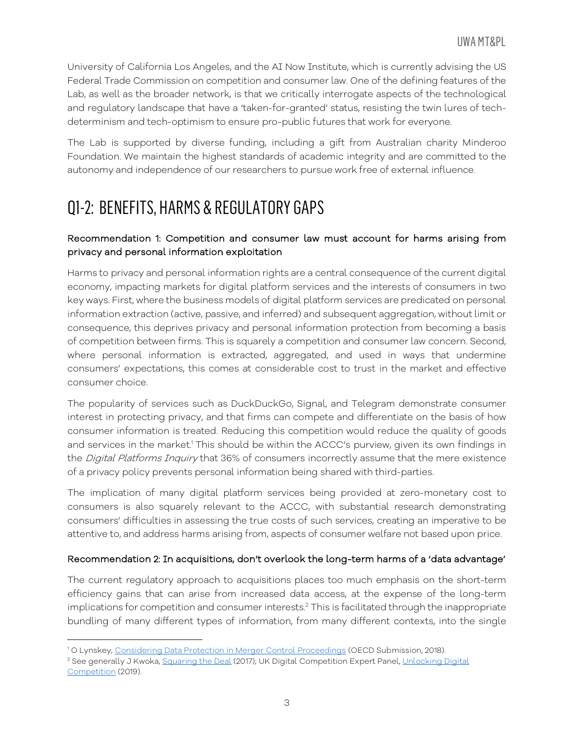University of California Los Angeles, and the AI Now Institute, which is currently advising the US Federal Trade Commission on competition and consumer law. One of the defining features of the Lab, as well as the broader network, is that we critically interrogate aspects of the technological and regulatory landscape that have a 'taken-for-granted' status, resisting the twin lures of tech-determinism and tech-optimism to ensure pro-public futures that work for everyone.

The Lab is supported by diverse funding, including a gift from Australian charity Minderoo Foundation. We maintain the highest standards of academic integrity and are committed to the autonomy and independence of our researchers to pursue work free of external influence.

# Q1-2: BENEFITS, HARMS & REGULATORY GAPS

### Recommendation 1: Competition and consumer law must account for harms arising from privacy and personal information exploitation

Harms to privacy and personal information rights are a central consequence of the current digital economy, impacting markets for digital platform services and the interests of consumers in two key ways. First, where the business models of digital platform services are predicated on personal information extraction (active, passive, and inferred) and subsequent aggregation, without limit or consequence, this deprives privacy and personal information protection from becoming a basis of competition between firms. This is squarely a competition and consumer law concern. Second, where personal information is extracted, aggregated, and used in ways that undermine consumers' expectations, this comes at considerable cost to trust in the market and effective consumer choice.

The popularity of services such as DuckDuckGo, Signal, and Telegram demonstrate consumer interest in protecting privacy, and that firms can compete and differentiate on the basis of how consumer information is treated. Reducing this competition would reduce the quality of goods and services in the market.[1] This should be within the ACCC's purview, given its own findings in the *Digital Platforms Inquiry* that 36% of consumers incorrectly assume that the mere existence of a privacy policy prevents personal information being shared with third-parties.

The implication of many digital platform services being provided at zero-monetary cost to consumers is also squarely relevant to the ACCC, with substantial research demonstrating consumers' difficulties in assessing the true costs of such services, creating an imperative to be attentive to, and address harms arising from, aspects of consumer welfare not based upon price.

### Recommendation 2: In acquisitions, don't overlook the long-term harms of a 'data advantage'

The current regulatory approach to acquisitions places too much emphasis on the short-term efficiency gains that can arise from increased data access, at the expense of the long-term implications for competition and consumer interests.[2] This is facilitated through the inappropriate bundling of many different types of information, from many different contexts, into the single

---

[1] O Lynskey, Considering Data Protection in Merger Control Proceedings (OECD Submission, 2018).

[2] See generally J Kwoka, Squaring the Deal (2017); UK Digital Competition Expert Panel, Unlocking Digital Competition (2019).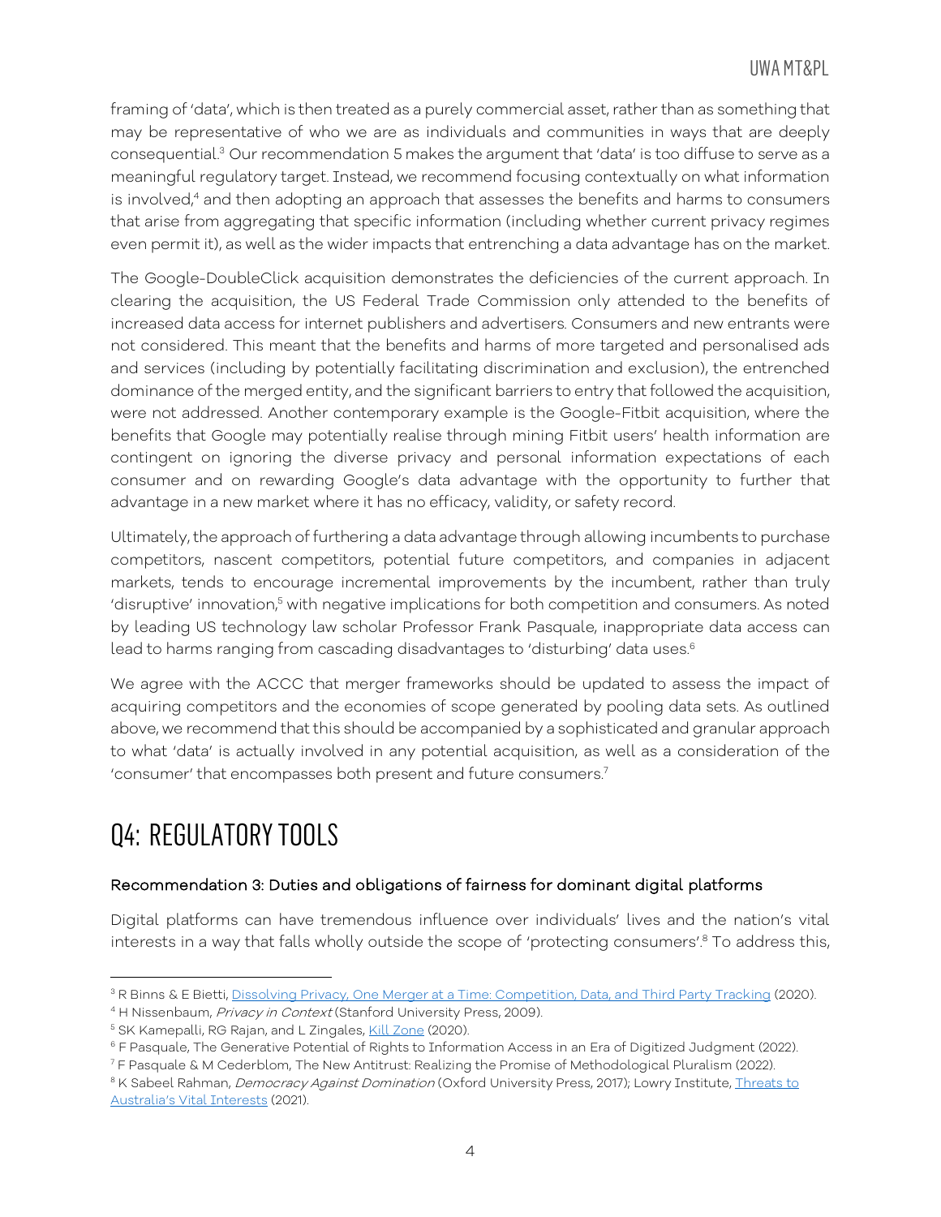framing of 'data', which is then treated as a purely commercial asset, rather than as something that may be representative of who we are as individuals and communities in ways that are deeply consequential.[3] Our recommendation 5 makes the argument that 'data' is too diffuse to serve as a meaningful regulatory target. Instead, we recommend focusing contextually on what information is involved,[4] and then adopting an approach that assesses the benefits and harms to consumers that arise from aggregating that specific information (including whether current privacy regimes even permit it), as well as the wider impacts that entrenching a data advantage has on the market.

The Google-DoubleClick acquisition demonstrates the deficiencies of the current approach. In clearing the acquisition, the US Federal Trade Commission only attended to the benefits of increased data access for internet publishers and advertisers. Consumers and new entrants were not considered. This meant that the benefits and harms of more targeted and personalised ads and services (including by potentially facilitating discrimination and exclusion), the entrenched dominance of the merged entity, and the significant barriers to entry that followed the acquisition, were not addressed. Another contemporary example is the Google-Fitbit acquisition, where the benefits that Google may potentially realise through mining Fitbit users' health information are contingent on ignoring the diverse privacy and personal information expectations of each consumer and on rewarding Google's data advantage with the opportunity to further that advantage in a new market where it has no efficacy, validity, or safety record.

Ultimately, the approach of furthering a data advantage through allowing incumbents to purchase competitors, nascent competitors, potential future competitors, and companies in adjacent markets, tends to encourage incremental improvements by the incumbent, rather than truly 'disruptive' innovation,[5] with negative implications for both competition and consumers. As noted by leading US technology law scholar Professor Frank Pasquale, inappropriate data access can lead to harms ranging from cascading disadvantages to 'disturbing' data uses.[6]

We agree with the ACCC that merger frameworks should be updated to assess the impact of acquiring competitors and the economies of scope generated by pooling data sets. As outlined above, we recommend that this should be accompanied by a sophisticated and granular approach to what 'data' is actually involved in any potential acquisition, as well as a consideration of the 'consumer' that encompasses both present and future consumers.[7]

# Q4: REGULATORY TOOLS

### Recommendation 3: Duties and obligations of fairness for dominant digital platforms

Digital platforms can have tremendous influence over individuals' lives and the nation's vital interests in a way that falls wholly outside the scope of 'protecting consumers'.[8] To address this,

---

[3] R Binns & E Bietti, Dissolving Privacy, One Merger at a Time: Competition, Data, and Third Party Tracking (2020).

[4] H Nissenbaum, *Privacy in Context* (Stanford University Press, 2009).

[5] SK Kamepalli, RG Rajan, and L Zingales, Kill Zone (2020).

[6] F Pasquale, The Generative Potential of Rights to Information Access in an Era of Digitized Judgment (2022).

[7] F Pasquale & M Cederblom, The New Antitrust: Realizing the Promise of Methodological Pluralism (2022).

[8] K Sabeel Rahman, *Democracy Against Domination* (Oxford University Press, 2017); Lowry Institute, Threats to Australia's Vital Interests (2021).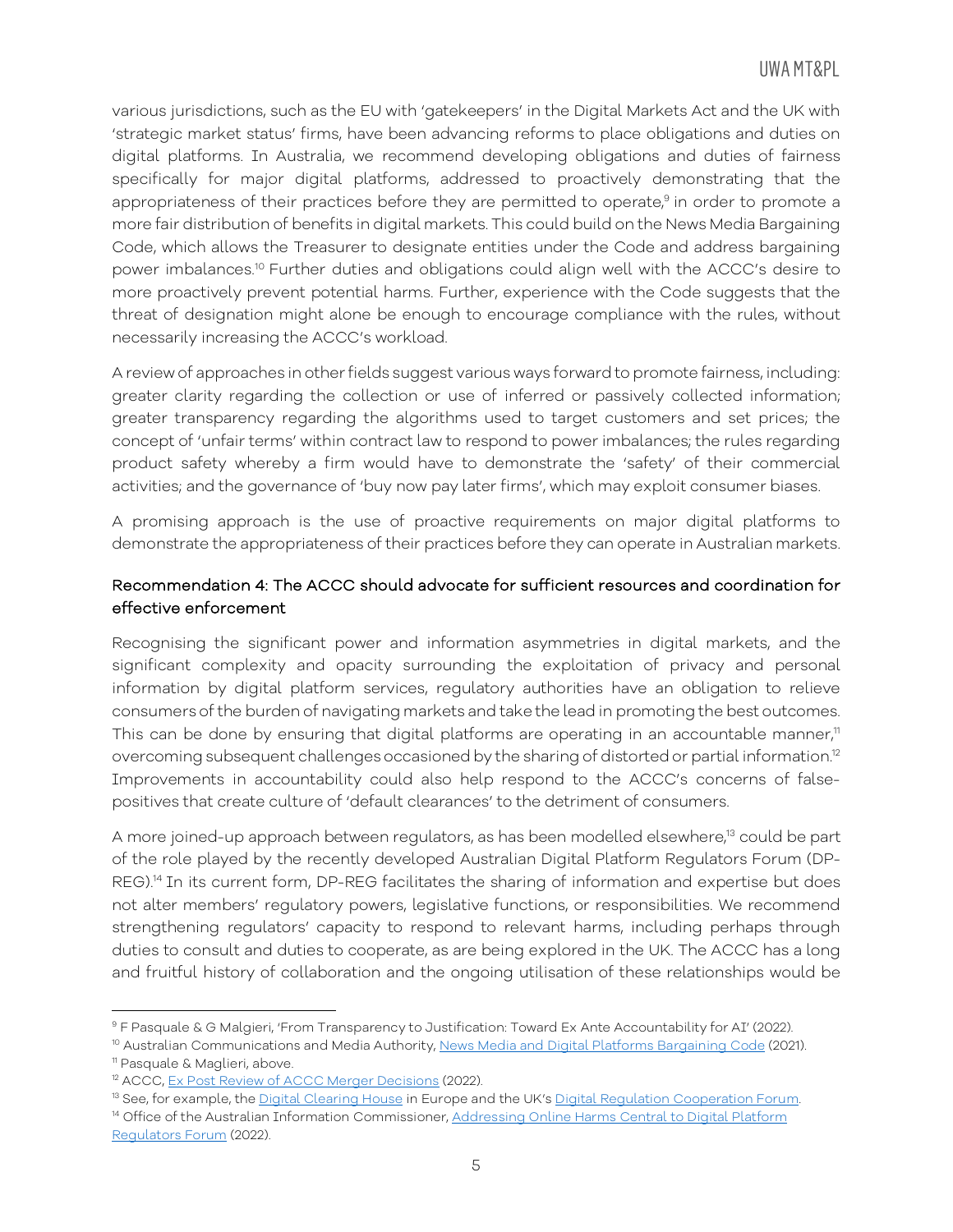various jurisdictions, such as the EU with 'gatekeepers' in the Digital Markets Act and the UK with 'strategic market status' firms, have been advancing reforms to place obligations and duties on digital platforms. In Australia, we recommend developing obligations and duties of fairness specifically for major digital platforms, addressed to proactively demonstrating that the appropriateness of their practices before they are permitted to operate,[9] in order to promote a more fair distribution of benefits in digital markets. This could build on the News Media Bargaining Code, which allows the Treasurer to designate entities under the Code and address bargaining power imbalances.[10] Further duties and obligations could align well with the ACCC's desire to more proactively prevent potential harms. Further, experience with the Code suggests that the threat of designation might alone be enough to encourage compliance with the rules, without necessarily increasing the ACCC's workload.

A review of approaches in other fields suggest various ways forward to promote fairness, including: greater clarity regarding the collection or use of inferred or passively collected information; greater transparency regarding the algorithms used to target customers and set prices; the concept of 'unfair terms' within contract law to respond to power imbalances; the rules regarding product safety whereby a firm would have to demonstrate the 'safety' of their commercial activities; and the governance of 'buy now pay later firms', which may exploit consumer biases.

A promising approach is the use of proactive requirements on major digital platforms to demonstrate the appropriateness of their practices before they can operate in Australian markets.

### Recommendation 4: The ACCC should advocate for sufficient resources and coordination for effective enforcement

Recognising the significant power and information asymmetries in digital markets, and the significant complexity and opacity surrounding the exploitation of privacy and personal information by digital platform services, regulatory authorities have an obligation to relieve consumers of the burden of navigating markets and take the lead in promoting the best outcomes. This can be done by ensuring that digital platforms are operating in an accountable manner,[11] overcoming subsequent challenges occasioned by the sharing of distorted or partial information.[12] Improvements in accountability could also help respond to the ACCC's concerns of false-positives that create culture of 'default clearances' to the detriment of consumers.

A more joined-up approach between regulators, as has been modelled elsewhere,[13] could be part of the role played by the recently developed Australian Digital Platform Regulators Forum (DP-REG).[14] In its current form, DP-REG facilitates the sharing of information and expertise but does not alter members' regulatory powers, legislative functions, or responsibilities. We recommend strengthening regulators' capacity to respond to relevant harms, including perhaps through duties to consult and duties to cooperate, as are being explored in the UK. The ACCC has a long and fruitful history of collaboration and the ongoing utilisation of these relationships would be

---

[9] F Pasquale & G Malgieri, 'From Transparency to Justification: Toward Ex Ante Accountability for AI' (2022).

[10] Australian Communications and Media Authority, News Media and Digital Platforms Bargaining Code (2021).

[11] Pasquale & Maglieri, above.

[12] ACCC, Ex Post Review of ACCC Merger Decisions (2022).

[13] See, for example, the Digital Clearing House in Europe and the UK's Digital Regulation Cooperation Forum.

[14] Office of the Australian Information Commissioner, Addressing Online Harms Central to Digital Platform Regulators Forum (2022).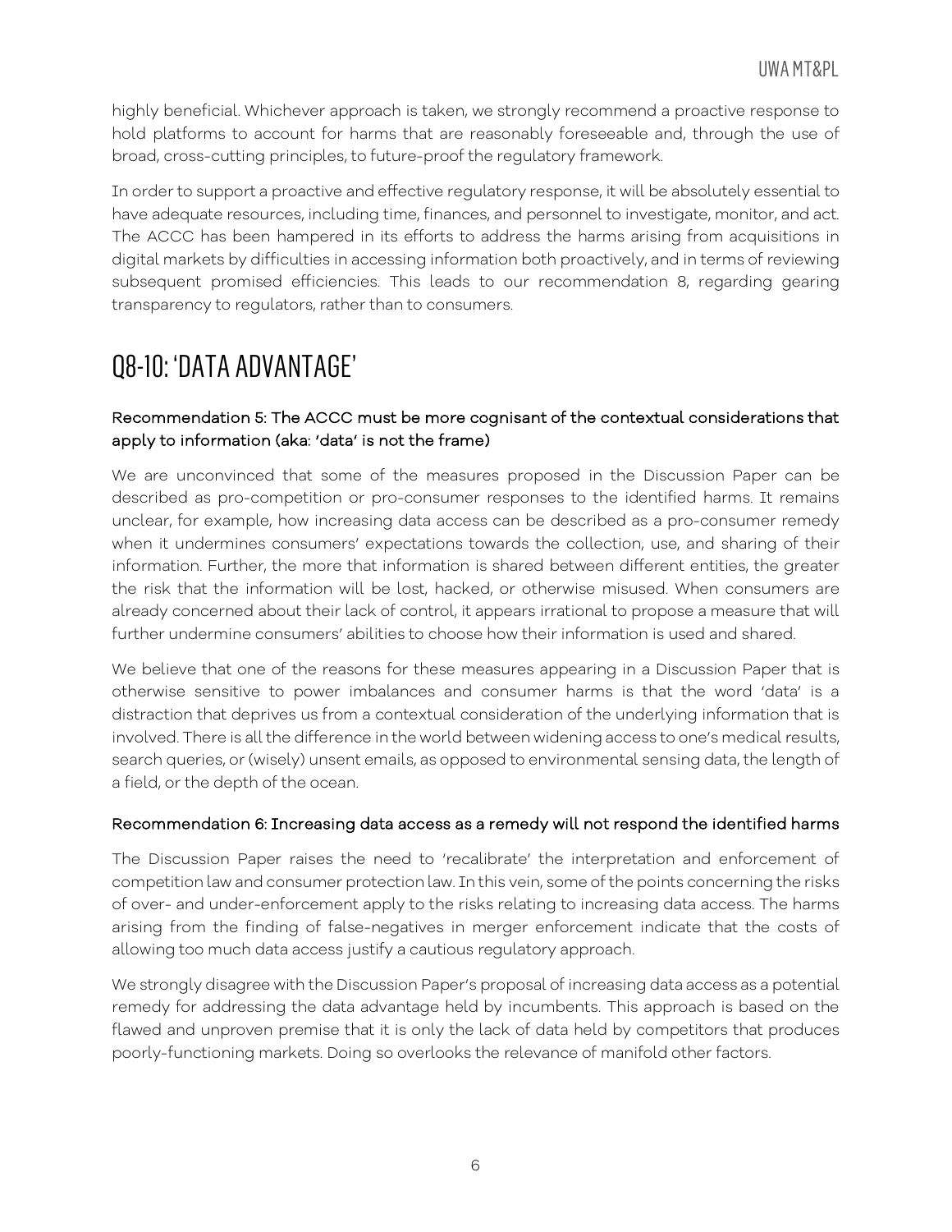highly beneficial. Whichever approach is taken, we strongly recommend a proactive response to hold platforms to account for harms that are reasonably foreseeable and, through the use of broad, cross-cutting principles, to future-proof the regulatory framework.

In order to support a proactive and effective regulatory response, it will be absolutely essential to have adequate resources, including time, finances, and personnel to investigate, monitor, and act. The ACCC has been hampered in its efforts to address the harms arising from acquisitions in digital markets by difficulties in accessing information both proactively, and in terms of reviewing subsequent promised efficiencies. This leads to our recommendation 8, regarding gearing transparency to regulators, rather than to consumers.

# Q8-10: 'DATA ADVANTAGE'

### Recommendation 5: The ACCC must be more cognisant of the contextual considerations that apply to information (aka: 'data' is not the frame)

We are unconvinced that some of the measures proposed in the Discussion Paper can be described as pro-competition or pro-consumer responses to the identified harms. It remains unclear, for example, how increasing data access can be described as a pro-consumer remedy when it undermines consumers' expectations towards the collection, use, and sharing of their information. Further, the more that information is shared between different entities, the greater the risk that the information will be lost, hacked, or otherwise misused. When consumers are already concerned about their lack of control, it appears irrational to propose a measure that will further undermine consumers' abilities to choose how their information is used and shared.

We believe that one of the reasons for these measures appearing in a Discussion Paper that is otherwise sensitive to power imbalances and consumer harms is that the word 'data' is a distraction that deprives us from a contextual consideration of the underlying information that is involved. There is all the difference in the world between widening access to one's medical results, search queries, or (wisely) unsent emails, as opposed to environmental sensing data, the length of a field, or the depth of the ocean.

### Recommendation 6: Increasing data access as a remedy will not respond the identified harms

The Discussion Paper raises the need to 'recalibrate' the interpretation and enforcement of competition law and consumer protection law. In this vein, some of the points concerning the risks of over- and under-enforcement apply to the risks relating to increasing data access. The harms arising from the finding of false-negatives in merger enforcement indicate that the costs of allowing too much data access justify a cautious regulatory approach.

We strongly disagree with the Discussion Paper's proposal of increasing data access as a potential remedy for addressing the data advantage held by incumbents. This approach is based on the flawed and unproven premise that it is only the lack of data held by competitors that produces poorly-functioning markets. Doing so overlooks the relevance of manifold other factors.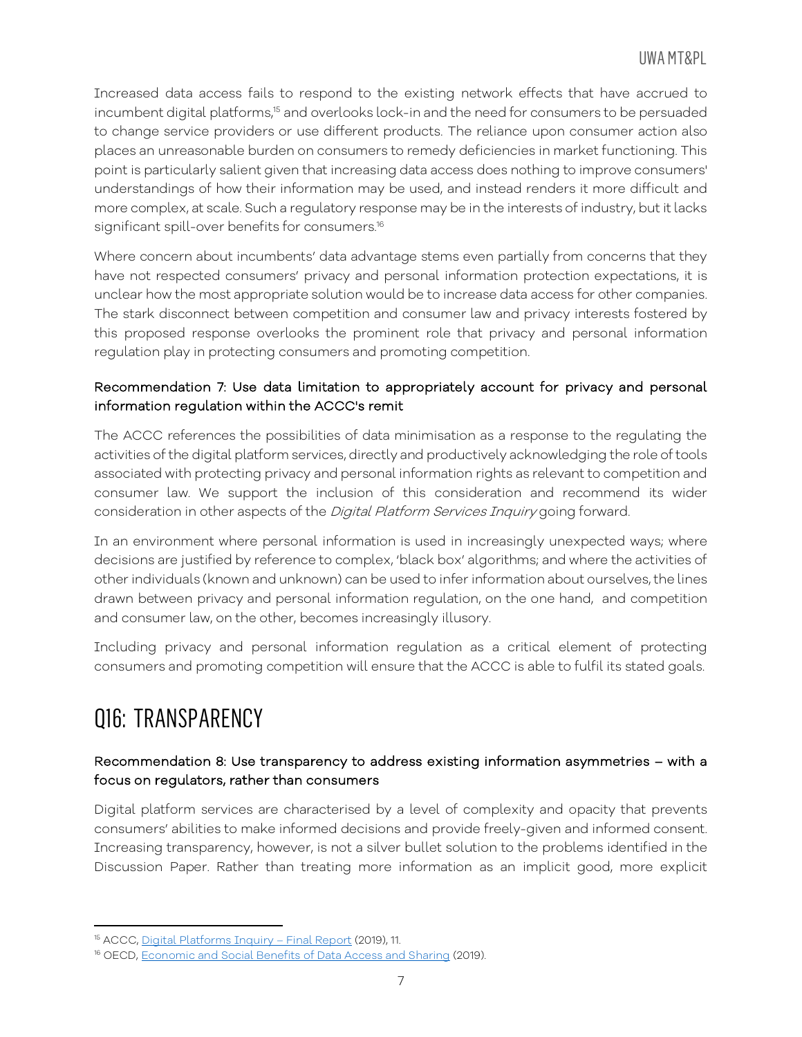Increased data access fails to respond to the existing network effects that have accrued to incumbent digital platforms,[15] and overlooks lock-in and the need for consumers to be persuaded to change service providers or use different products. The reliance upon consumer action also places an unreasonable burden on consumers to remedy deficiencies in market functioning. This point is particularly salient given that increasing data access does nothing to improve consumers' understandings of how their information may be used, and instead renders it more difficult and more complex, at scale. Such a regulatory response may be in the interests of industry, but it lacks significant spill-over benefits for consumers.[16]

Where concern about incumbents' data advantage stems even partially from concerns that they have not respected consumers' privacy and personal information protection expectations, it is unclear how the most appropriate solution would be to increase data access for other companies. The stark disconnect between competition and consumer law and privacy interests fostered by this proposed response overlooks the prominent role that privacy and personal information regulation play in protecting consumers and promoting competition.

### Recommendation 7: Use data limitation to appropriately account for privacy and personal information regulation within the ACCC's remit

The ACCC references the possibilities of data minimisation as a response to the regulating the activities of the digital platform services, directly and productively acknowledging the role of tools associated with protecting privacy and personal information rights as relevant to competition and consumer law. We support the inclusion of this consideration and recommend its wider consideration in other aspects of the *Digital Platform Services Inquiry* going forward.

In an environment where personal information is used in increasingly unexpected ways; where decisions are justified by reference to complex, 'black box' algorithms; and where the activities of other individuals (known and unknown) can be used to infer information about ourselves, the lines drawn between privacy and personal information regulation, on the one hand, and competition and consumer law, on the other, becomes increasingly illusory.

Including privacy and personal information regulation as a critical element of protecting consumers and promoting competition will ensure that the ACCC is able to fulfil its stated goals.

## Q16: TRANSPARENCY

### Recommendation 8: Use transparency to address existing information asymmetries – with a focus on regulators, rather than consumers

Digital platform services are characterised by a level of complexity and opacity that prevents consumers' abilities to make informed decisions and provide freely-given and informed consent. Increasing transparency, however, is not a silver bullet solution to the problems identified in the Discussion Paper. Rather than treating more information as an implicit good, more explicit

---

[15] ACCC, Digital Platforms Inquiry – Final Report (2019), 11.

[16] OECD, Economic and Social Benefits of Data Access and Sharing (2019).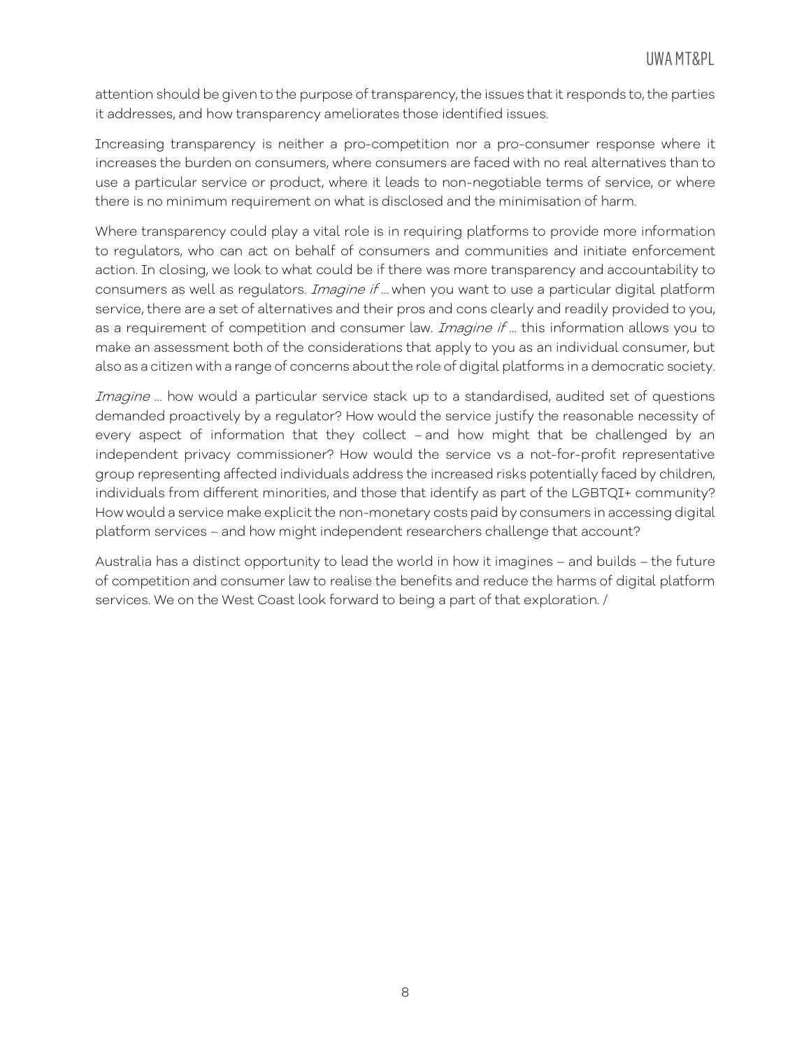attention should be given to the purpose of transparency, the issues that it responds to, the parties it addresses, and how transparency ameliorates those identified issues.

Increasing transparency is neither a pro-competition nor a pro-consumer response where it increases the burden on consumers, where consumers are faced with no real alternatives than to use a particular service or product, where it leads to non-negotiable terms of service, or where there is no minimum requirement on what is disclosed and the minimisation of harm.

Where transparency could play a vital role is in requiring platforms to provide more information to regulators, who can act on behalf of consumers and communities and initiate enforcement action. In closing, we look to what could be if there was more transparency and accountability to consumers as well as regulators. *Imagine if …* when you want to use a particular digital platform service, there are a set of alternatives and their pros and cons clearly and readily provided to you, as a requirement of competition and consumer law. *Imagine if …* this information allows you to make an assessment both of the considerations that apply to you as an individual consumer, but also as a citizen with a range of concerns about the role of digital platforms in a democratic society.

*Imagine …* how would a particular service stack up to a standardised, audited set of questions demanded proactively by a regulator? How would the service justify the reasonable necessity of every aspect of information that they collect – and how might that be challenged by an independent privacy commissioner? How would the service vs a not-for-profit representative group representing affected individuals address the increased risks potentially faced by children, individuals from different minorities, and those that identify as part of the LGBTQI+ community? How would a service make explicit the non-monetary costs paid by consumers in accessing digital platform services – and how might independent researchers challenge that account?

Australia has a distinct opportunity to lead the world in how it imagines – and builds – the future of competition and consumer law to realise the benefits and reduce the harms of digital platform services. We on the West Coast look forward to being a part of that exploration. /